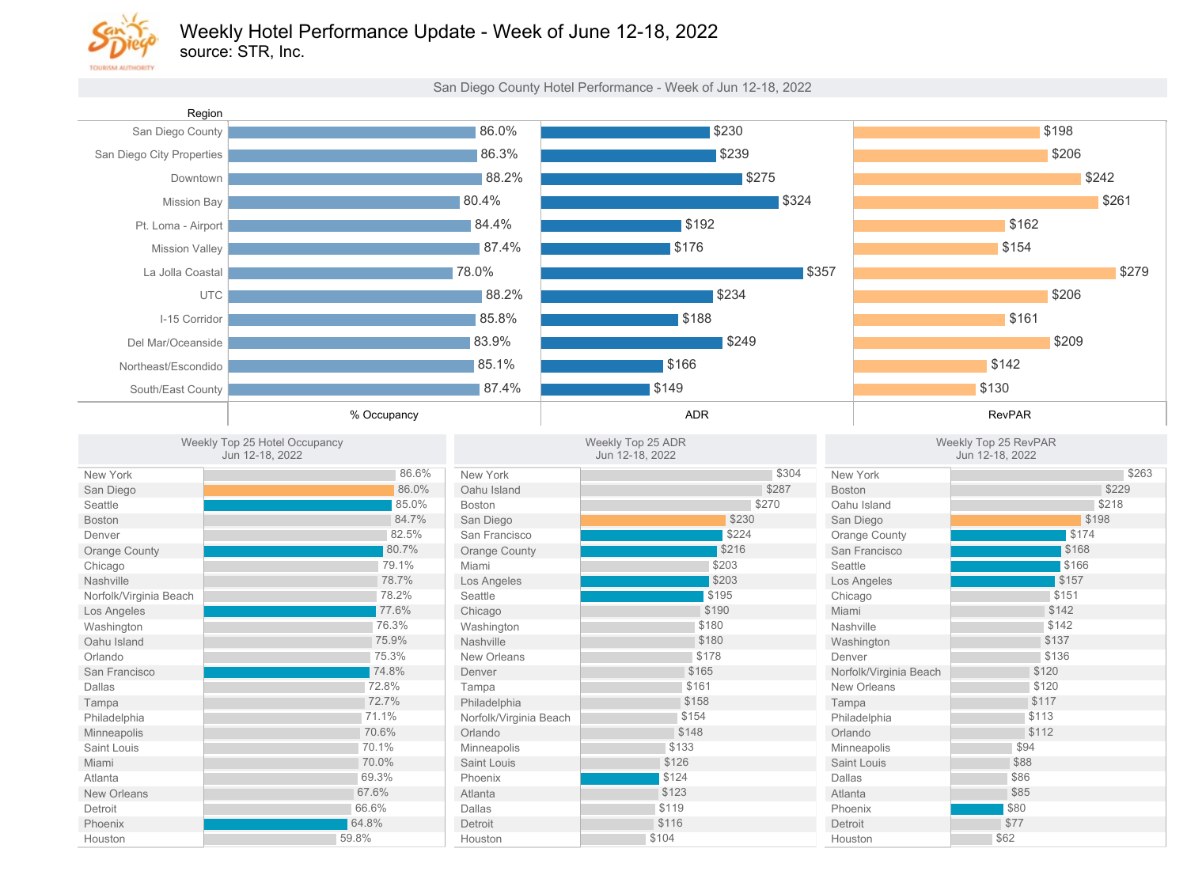# Weekly Hotel Performance Update - Week of June 12-18, 2022

source: STR, Inc.

## San Diego County Hotel Performance - Week of Jun 12-18, 2022

| Region | % Occupancy | ADR | RevPAR |
|---|---|---|---|
| San Diego County | 86.0% | $230 | $198 |
| San Diego City Properties | 86.3% | $239 | $206 |
| Downtown | 88.2% | $275 | $242 |
| Mission Bay | 80.4% | $324 | $261 |
| Pt. Loma - Airport | 84.4% | $192 | $162 |
| Mission Valley | 87.4% | $176 | $154 |
| La Jolla Coastal | 78.0% | $357 | $279 |
| UTC | 88.2% | $234 | $206 |
| I-15 Corridor | 85.8% | $188 | $161 |
| Del Mar/Oceanside | 83.9% | $249 | $209 |
| Northeast/Escondido | 85.1% | $166 | $142 |
| South/East County | 87.4% | $149 | $130 |

## Weekly Top 25 Hotel Occupancy
Jun 12-18, 2022

| Market | Occupancy |
|---|---|
| New York | 86.6% |
| San Diego | 86.0% |
| Seattle | 85.0% |
| Boston | 84.7% |
| Denver | 82.5% |
| Orange County | 80.7% |
| Chicago | 79.1% |
| Nashville | 78.7% |
| Norfolk/Virginia Beach | 78.2% |
| Los Angeles | 77.6% |
| Washington | 76.3% |
| Oahu Island | 75.9% |
| Orlando | 75.3% |
| San Francisco | 74.8% |
| Dallas | 72.8% |
| Tampa | 72.7% |
| Philadelphia | 71.1% |
| Minneapolis | 70.6% |
| Saint Louis | 70.1% |
| Miami | 70.0% |
| Atlanta | 69.3% |
| New Orleans | 67.6% |
| Detroit | 66.6% |
| Phoenix | 64.8% |
| Houston | 59.8% |

## Weekly Top 25 ADR
Jun 12-18, 2022

| Market | ADR |
|---|---|
| New York | $304 |
| Oahu Island | $287 |
| Boston | $270 |
| San Diego | $230 |
| San Francisco | $224 |
| Orange County | $216 |
| Miami | $203 |
| Los Angeles | $203 |
| Seattle | $195 |
| Chicago | $190 |
| Washington | $180 |
| Nashville | $180 |
| New Orleans | $178 |
| Denver | $165 |
| Tampa | $161 |
| Philadelphia | $158 |
| Norfolk/Virginia Beach | $154 |
| Orlando | $148 |
| Minneapolis | $133 |
| Saint Louis | $126 |
| Phoenix | $124 |
| Atlanta | $123 |
| Dallas | $119 |
| Detroit | $116 |
| Houston | $104 |

## Weekly Top 25 RevPAR
Jun 12-18, 2022

| Market | RevPAR |
|---|---|
| New York | $263 |
| Boston | $229 |
| Oahu Island | $218 |
| San Diego | $198 |
| Orange County | $174 |
| San Francisco | $168 |
| Seattle | $166 |
| Los Angeles | $157 |
| Chicago | $151 |
| Miami | $142 |
| Nashville | $142 |
| Washington | $137 |
| Denver | $136 |
| Norfolk/Virginia Beach | $120 |
| New Orleans | $120 |
| Tampa | $117 |
| Philadelphia | $113 |
| Orlando | $112 |
| Minneapolis | $94 |
| Saint Louis | $88 |
| Dallas | $86 |
| Atlanta | $85 |
| Phoenix | $80 |
| Detroit | $77 |
| Houston | $62 |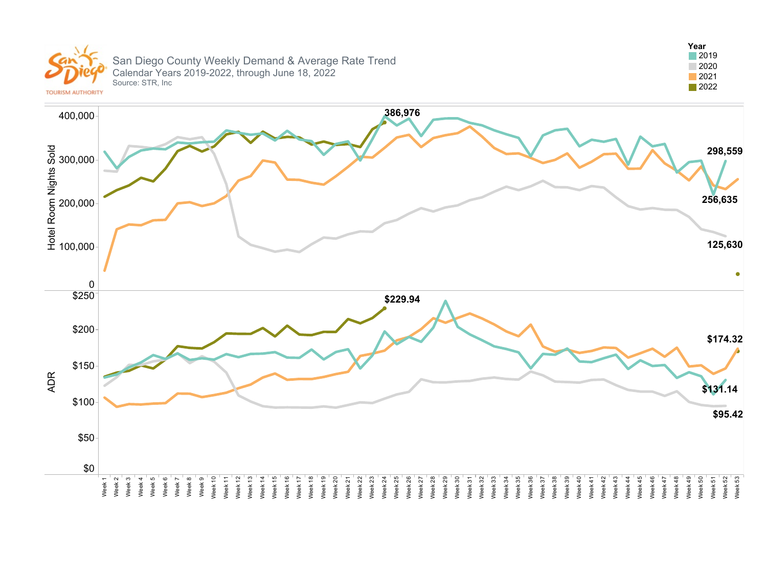# San Diego County Weekly Demand & Average Rate Trend

Calendar Years 2019-2022, through June 18, 2022

Source: STR, Inc

Year: 2019, 2020, 2021, 2022

Hotel Room Nights Sold

386,976

298,559

256,635

125,630

ADR

$229.94

$174.32

$131.14

$95.42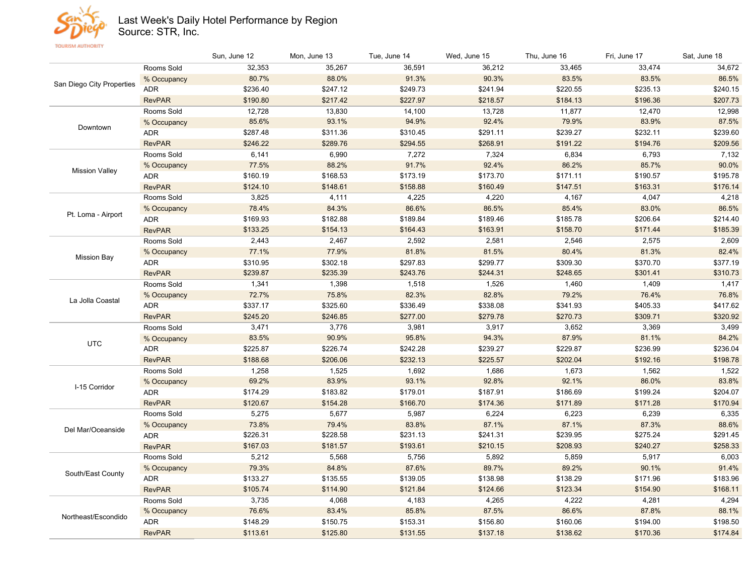# Last Week's Daily Hotel Performance by Region

Source: STR, Inc.

| Region | Metric | Sun, June 12 | Mon, June 13 | Tue, June 14 | Wed, June 15 | Thu, June 16 | Fri, June 17 | Sat, June 18 |
|---|---|---|---|---|---|---|---|---|
| San Diego City Properties | Rooms Sold | 32,353 | 35,267 | 36,591 | 36,212 | 33,465 | 33,474 | 34,672 |
| | % Occupancy | 80.7% | 88.0% | 91.3% | 90.3% | 83.5% | 83.5% | 86.5% |
| | ADR | $236.40 | $247.12 | $249.73 | $241.94 | $220.55 | $235.13 | $240.15 |
| | RevPAR | $190.80 | $217.42 | $227.97 | $218.57 | $184.13 | $196.36 | $207.73 |
| Downtown | Rooms Sold | 12,728 | 13,830 | 14,100 | 13,728 | 11,877 | 12,470 | 12,998 |
| | % Occupancy | 85.6% | 93.1% | 94.9% | 92.4% | 79.9% | 83.9% | 87.5% |
| | ADR | $287.48 | $311.36 | $310.45 | $291.11 | $239.27 | $232.11 | $239.60 |
| | RevPAR | $246.22 | $289.76 | $294.55 | $268.91 | $191.22 | $194.76 | $209.56 |
| Mission Valley | Rooms Sold | 6,141 | 6,990 | 7,272 | 7,324 | 6,834 | 6,793 | 7,132 |
| | % Occupancy | 77.5% | 88.2% | 91.7% | 92.4% | 86.2% | 85.7% | 90.0% |
| | ADR | $160.19 | $168.53 | $173.19 | $173.70 | $171.11 | $190.57 | $195.78 |
| | RevPAR | $124.10 | $148.61 | $158.88 | $160.49 | $147.51 | $163.31 | $176.14 |
| Pt. Loma - Airport | Rooms Sold | 3,825 | 4,111 | 4,225 | 4,220 | 4,167 | 4,047 | 4,218 |
| | % Occupancy | 78.4% | 84.3% | 86.6% | 86.5% | 85.4% | 83.0% | 86.5% |
| | ADR | $169.93 | $182.88 | $189.84 | $189.46 | $185.78 | $206.64 | $214.40 |
| | RevPAR | $133.25 | $154.13 | $164.43 | $163.91 | $158.70 | $171.44 | $185.39 |
| Mission Bay | Rooms Sold | 2,443 | 2,467 | 2,592 | 2,581 | 2,546 | 2,575 | 2,609 |
| | % Occupancy | 77.1% | 77.9% | 81.8% | 81.5% | 80.4% | 81.3% | 82.4% |
| | ADR | $310.95 | $302.18 | $297.83 | $299.77 | $309.30 | $370.70 | $377.19 |
| | RevPAR | $239.87 | $235.39 | $243.76 | $244.31 | $248.65 | $301.41 | $310.73 |
| La Jolla Coastal | Rooms Sold | 1,341 | 1,398 | 1,518 | 1,526 | 1,460 | 1,409 | 1,417 |
| | % Occupancy | 72.7% | 75.8% | 82.3% | 82.8% | 79.2% | 76.4% | 76.8% |
| | ADR | $337.17 | $325.60 | $336.49 | $338.08 | $341.93 | $405.33 | $417.62 |
| | RevPAR | $245.20 | $246.85 | $277.00 | $279.78 | $270.73 | $309.71 | $320.92 |
| UTC | Rooms Sold | 3,471 | 3,776 | 3,981 | 3,917 | 3,652 | 3,369 | 3,499 |
| | % Occupancy | 83.5% | 90.9% | 95.8% | 94.3% | 87.9% | 81.1% | 84.2% |
| | ADR | $225.87 | $226.74 | $242.28 | $239.27 | $229.87 | $236.99 | $236.04 |
| | RevPAR | $188.68 | $206.06 | $232.13 | $225.57 | $202.04 | $192.16 | $198.78 |
| I-15 Corridor | Rooms Sold | 1,258 | 1,525 | 1,692 | 1,686 | 1,673 | 1,562 | 1,522 |
| | % Occupancy | 69.2% | 83.9% | 93.1% | 92.8% | 92.1% | 86.0% | 83.8% |
| | ADR | $174.29 | $183.82 | $179.01 | $187.91 | $186.69 | $199.24 | $204.07 |
| | RevPAR | $120.67 | $154.28 | $166.70 | $174.36 | $171.89 | $171.28 | $170.94 |
| Del Mar/Oceanside | Rooms Sold | 5,275 | 5,677 | 5,987 | 6,224 | 6,223 | 6,239 | 6,335 |
| | % Occupancy | 73.8% | 79.4% | 83.8% | 87.1% | 87.1% | 87.3% | 88.6% |
| | ADR | $226.31 | $228.58 | $231.13 | $241.31 | $239.95 | $275.24 | $291.45 |
| | RevPAR | $167.03 | $181.57 | $193.61 | $210.15 | $208.93 | $240.27 | $258.33 |
| South/East County | Rooms Sold | 5,212 | 5,568 | 5,756 | 5,892 | 5,859 | 5,917 | 6,003 |
| | % Occupancy | 79.3% | 84.8% | 87.6% | 89.7% | 89.2% | 90.1% | 91.4% |
| | ADR | $133.27 | $135.55 | $139.05 | $138.98 | $138.29 | $171.96 | $183.96 |
| | RevPAR | $105.74 | $114.90 | $121.84 | $124.66 | $123.34 | $154.90 | $168.11 |
| Northeast/Escondido | Rooms Sold | 3,735 | 4,068 | 4,183 | 4,265 | 4,222 | 4,281 | 4,294 |
| | % Occupancy | 76.6% | 83.4% | 85.8% | 87.5% | 86.6% | 87.8% | 88.1% |
| | ADR | $148.29 | $150.75 | $153.31 | $156.80 | $160.06 | $194.00 | $198.50 |
| | RevPAR | $113.61 | $125.80 | $131.55 | $137.18 | $138.62 | $170.36 | $174.84 |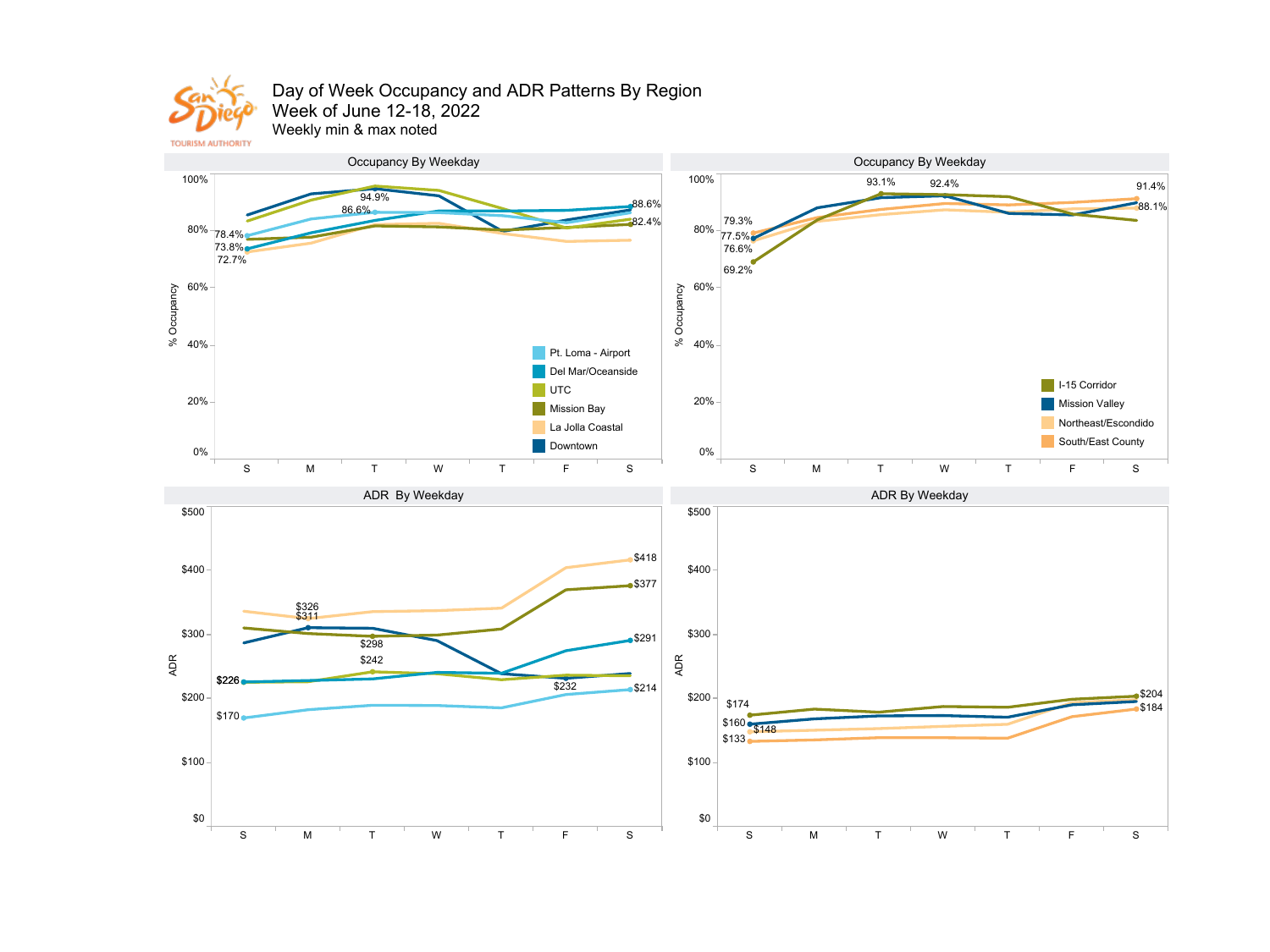# Day of Week Occupancy and ADR Patterns By Region

## Week of June 12-18, 2022

Weekly min & max noted

### Occupancy By Weekday

Legend: Pt. Loma - Airport, Del Mar/Oceanside, UTC, Mission Bay, La Jolla Coastal, Downtown

Labels: 78.4%, 73.8%, 72.7%, 94.9%, 86.6%, 88.6%, 82.4%

### Occupancy By Weekday

Legend: I-15 Corridor, Mission Valley, Northeast/Escondido, South/East County

Labels: 79.3%, 77.5%, 76.6%, 69.2%, 93.1%, 92.4%, 91.4%, 88.1%

### ADR By Weekday

Labels: $226, $226, $170, $326, $311, $298, $242, $232, $418, $377, $291, $214

### ADR By Weekday

Labels: $174, $160, $148, $133, $204, $184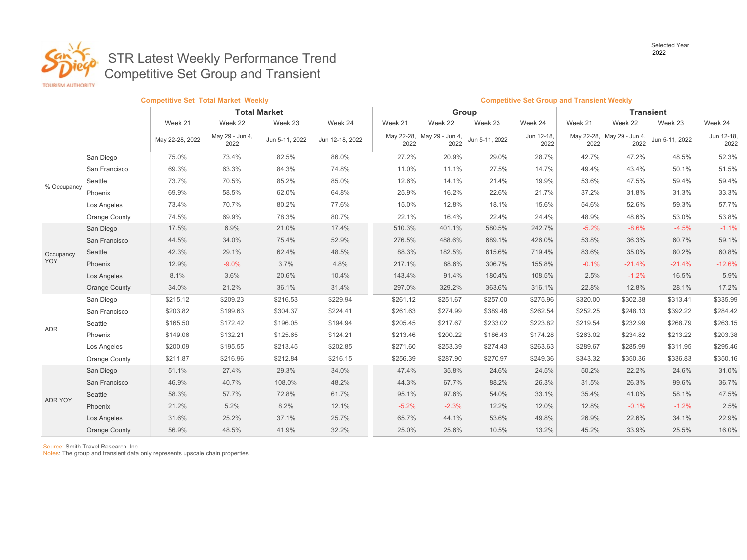Selected Year
2022

# STR Latest Weekly Performance Trend
## Competitive Set Group and Transient

**Competitive Set Total Market Weekly** | **Competitive Set Group and Transient Weekly**

| | | Total Market | | | | Group | | | | Transient | | | |
|---|---|---|---|---|---|---|---|---|---|---|---|---|---|
| | | Week 21 | Week 22 | Week 23 | Week 24 | Week 21 | Week 22 | Week 23 | Week 24 | Week 21 | Week 22 | Week 23 | Week 24 |
| | | May 22-28, 2022 | May 29 - Jun 4, 2022 | Jun 5-11, 2022 | Jun 12-18, 2022 | May 22-28, 2022 | May 29 - Jun 4, 2022 | Jun 5-11, 2022 | Jun 12-18, 2022 | May 22-28, 2022 | May 29 - Jun 4, 2022 | Jun 5-11, 2022 | Jun 12-18, 2022 |
| % Occupancy | San Diego | 75.0% | 73.4% | 82.5% | 86.0% | 27.2% | 20.9% | 29.0% | 28.7% | 42.7% | 47.2% | 48.5% | 52.3% |
| | San Francisco | 69.3% | 63.3% | 84.3% | 74.8% | 11.0% | 11.1% | 27.5% | 14.7% | 49.4% | 43.4% | 50.1% | 51.5% |
| | Seattle | 73.7% | 70.5% | 85.2% | 85.0% | 12.6% | 14.1% | 21.4% | 19.9% | 53.6% | 47.5% | 59.4% | 59.4% |
| | Phoenix | 69.9% | 58.5% | 62.0% | 64.8% | 25.9% | 16.2% | 22.6% | 21.7% | 37.2% | 31.8% | 31.3% | 33.3% |
| | Los Angeles | 73.4% | 70.7% | 80.2% | 77.6% | 15.0% | 12.8% | 18.1% | 15.6% | 54.6% | 52.6% | 59.3% | 57.7% |
| | Orange County | 74.5% | 69.9% | 78.3% | 80.7% | 22.1% | 16.4% | 22.4% | 24.4% | 48.9% | 48.6% | 53.0% | 53.8% |
| Occupancy YOY | San Diego | 17.5% | 6.9% | 21.0% | 17.4% | 510.3% | 401.1% | 580.5% | 242.7% | -5.2% | -8.6% | -4.5% | -1.1% |
| | San Francisco | 44.5% | 34.0% | 75.4% | 52.9% | 276.5% | 488.6% | 689.1% | 426.0% | 53.8% | 36.3% | 60.7% | 59.1% |
| | Seattle | 42.3% | 29.1% | 62.4% | 48.5% | 88.3% | 182.5% | 615.6% | 719.4% | 83.6% | 35.0% | 80.2% | 60.8% |
| | Phoenix | 12.9% | -9.0% | 3.7% | 4.8% | 217.1% | 88.6% | 306.7% | 155.8% | -0.1% | -21.4% | -21.4% | -12.6% |
| | Los Angeles | 8.1% | 3.6% | 20.6% | 10.4% | 143.4% | 91.4% | 180.4% | 108.5% | 2.5% | -1.2% | 16.5% | 5.9% |
| | Orange County | 34.0% | 21.2% | 36.1% | 31.4% | 297.0% | 329.2% | 363.6% | 316.1% | 22.8% | 12.8% | 28.1% | 17.2% |
| ADR | San Diego | $215.12 | $209.23 | $216.53 | $229.94 | $261.12 | $251.67 | $257.00 | $275.96 | $320.00 | $302.38 | $313.41 | $335.99 |
| | San Francisco | $203.82 | $199.63 | $304.37 | $224.41 | $261.63 | $274.99 | $389.46 | $262.54 | $252.25 | $248.13 | $392.22 | $284.42 |
| | Seattle | $165.50 | $172.42 | $196.05 | $194.94 | $205.45 | $217.67 | $233.02 | $223.82 | $219.54 | $232.99 | $268.79 | $263.15 |
| | Phoenix | $149.06 | $132.21 | $125.65 | $124.21 | $213.46 | $200.22 | $186.43 | $174.28 | $263.02 | $234.82 | $213.22 | $203.38 |
| | Los Angeles | $200.09 | $195.55 | $213.45 | $202.85 | $271.60 | $253.39 | $274.43 | $263.63 | $289.67 | $285.99 | $311.95 | $295.46 |
| | Orange County | $211.87 | $216.96 | $212.84 | $216.15 | $256.39 | $287.90 | $270.97 | $249.36 | $343.32 | $350.36 | $336.83 | $350.16 |
| ADR YOY | San Diego | 51.1% | 27.4% | 29.3% | 34.0% | 47.4% | 35.8% | 24.6% | 24.5% | 50.2% | 22.2% | 24.6% | 31.0% |
| | San Francisco | 46.9% | 40.7% | 108.0% | 48.2% | 44.3% | 67.7% | 88.2% | 26.3% | 31.5% | 26.3% | 99.6% | 36.7% |
| | Seattle | 58.3% | 57.7% | 72.8% | 61.7% | 95.1% | 97.6% | 54.0% | 33.1% | 35.4% | 41.0% | 58.1% | 47.5% |
| | Phoenix | 21.2% | 5.2% | 8.2% | 12.1% | -5.2% | -2.3% | 12.2% | 12.0% | 12.8% | -0.1% | -1.2% | 2.5% |
| | Los Angeles | 31.6% | 25.2% | 37.1% | 25.7% | 65.7% | 44.1% | 53.6% | 49.8% | 26.9% | 22.6% | 34.1% | 22.9% |
| | Orange County | 56.9% | 48.5% | 41.9% | 32.2% | 25.0% | 25.6% | 10.5% | 13.2% | 45.2% | 33.9% | 25.5% | 16.0% |

Source: Smith Travel Research, Inc.
Notes: The group and transient data only represents upscale chain properties.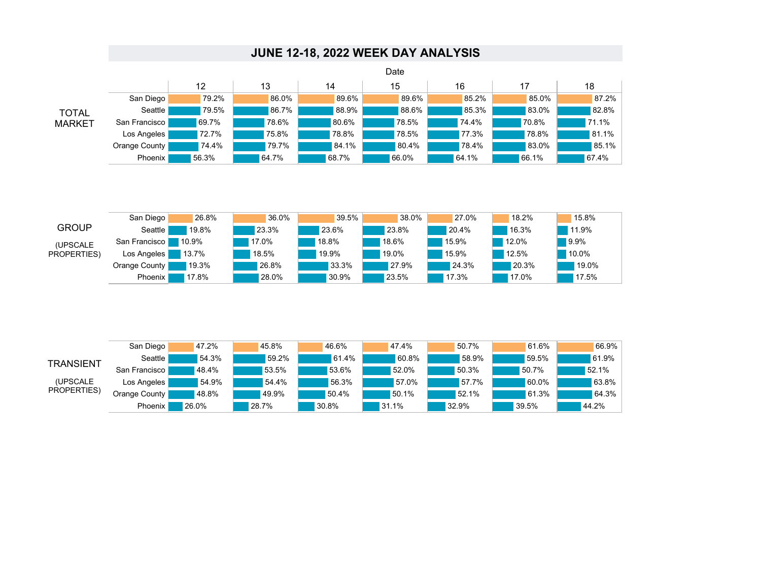# JUNE 12-18, 2022 WEEK DAY ANALYSIS

Date

| | | 12 | 13 | 14 | 15 | 16 | 17 | 18 |
|---|---|---|---|---|---|---|---|---|
| TOTAL MARKET | San Diego | 79.2% | 86.0% | 89.6% | 89.6% | 85.2% | 85.0% | 87.2% |
| | Seattle | 79.5% | 86.7% | 88.9% | 88.6% | 85.3% | 83.0% | 82.8% |
| | San Francisco | 69.7% | 78.6% | 80.6% | 78.5% | 74.4% | 70.8% | 71.1% |
| | Los Angeles | 72.7% | 75.8% | 78.8% | 78.5% | 77.3% | 78.8% | 81.1% |
| | Orange County | 74.4% | 79.7% | 84.1% | 80.4% | 78.4% | 83.0% | 85.1% |
| | Phoenix | 56.3% | 64.7% | 68.7% | 66.0% | 64.1% | 66.1% | 67.4% |

| | | | | | | | | |
|---|---|---|---|---|---|---|---|---|
| GROUP (UPSCALE PROPERTIES) | San Diego | 26.8% | 36.0% | 39.5% | 38.0% | 27.0% | 18.2% | 15.8% |
| | Seattle | 19.8% | 23.3% | 23.6% | 23.8% | 20.4% | 16.3% | 11.9% |
| | San Francisco | 10.9% | 17.0% | 18.8% | 18.6% | 15.9% | 12.0% | 9.9% |
| | Los Angeles | 13.7% | 18.5% | 19.9% | 19.0% | 15.9% | 12.5% | 10.0% |
| | Orange County | 19.3% | 26.8% | 33.3% | 27.9% | 24.3% | 20.3% | 19.0% |
| | Phoenix | 17.8% | 28.0% | 30.9% | 23.5% | 17.3% | 17.0% | 17.5% |

| | | | | | | | | |
|---|---|---|---|---|---|---|---|---|
| TRANSIENT (UPSCALE PROPERTIES) | San Diego | 47.2% | 45.8% | 46.6% | 47.4% | 50.7% | 61.6% | 66.9% |
| | Seattle | 54.3% | 59.2% | 61.4% | 60.8% | 58.9% | 59.5% | 61.9% |
| | San Francisco | 48.4% | 53.5% | 53.6% | 52.0% | 50.3% | 50.7% | 52.1% |
| | Los Angeles | 54.9% | 54.4% | 56.3% | 57.0% | 57.7% | 60.0% | 63.8% |
| | Orange County | 48.8% | 49.9% | 50.4% | 50.1% | 52.1% | 61.3% | 64.3% |
| | Phoenix | 26.0% | 28.7% | 30.8% | 31.1% | 32.9% | 39.5% | 44.2% |